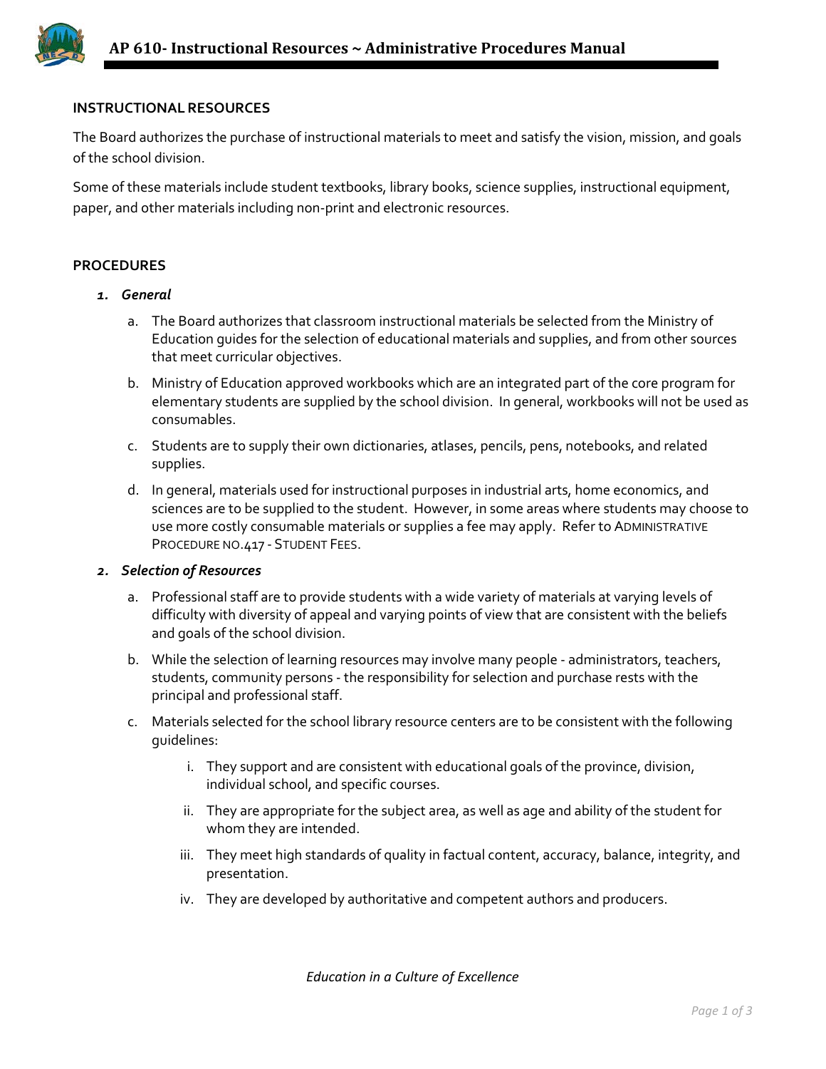# AP 610- Instructional Resources ~ Administrative Procedures Manual

## INSTRUCTIONAL RESOURCES

The Board authorizes the purchase of instructional materials to meet and satisfy the vision, mission, and goals of the school division.

Some of these materials include student textbooks, library books, science supplies, instructional equipment, paper, and other materials including non-print and electronic resources.

## PROCEDURES

1. ***General***

   a. The Board authorizes that classroom instructional materials be selected from the Ministry of Education guides for the selection of educational materials and supplies, and from other sources that meet curricular objectives.

   b. Ministry of Education approved workbooks which are an integrated part of the core program for elementary students are supplied by the school division. In general, workbooks will not be used as consumables.

   c. Students are to supply their own dictionaries, atlases, pencils, pens, notebooks, and related supplies.

   d. In general, materials used for instructional purposes in industrial arts, home economics, and sciences are to be supplied to the student. However, in some areas where students may choose to use more costly consumable materials or supplies a fee may apply. Refer to ADMINISTRATIVE PROCEDURE NO.417 - STUDENT FEES.

2. ***Selection of Resources***

   a. Professional staff are to provide students with a wide variety of materials at varying levels of difficulty with diversity of appeal and varying points of view that are consistent with the beliefs and goals of the school division.

   b. While the selection of learning resources may involve many people - administrators, teachers, students, community persons - the responsibility for selection and purchase rests with the principal and professional staff.

   c. Materials selected for the school library resource centers are to be consistent with the following guidelines:

      i. They support and are consistent with educational goals of the province, division, individual school, and specific courses.

      ii. They are appropriate for the subject area, as well as age and ability of the student for whom they are intended.

      iii. They meet high standards of quality in factual content, accuracy, balance, integrity, and presentation.

      iv. They are developed by authoritative and competent authors and producers.

*Education in a Culture of Excellence*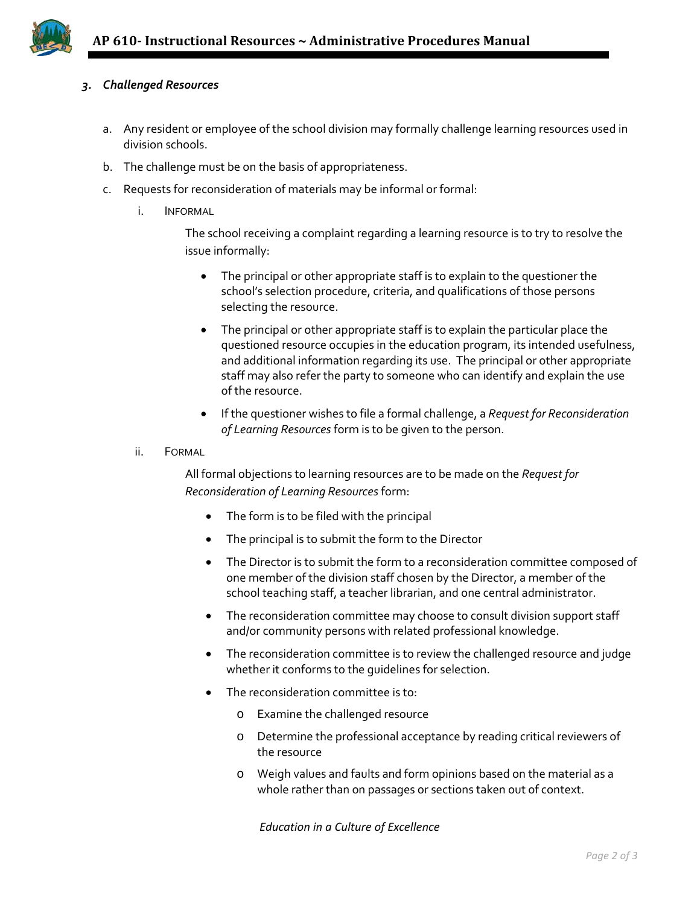### 3. *Challenged Resources*

a. Any resident or employee of the school division may formally challenge learning resources used in division schools.

b. The challenge must be on the basis of appropriateness.

c. Requests for reconsideration of materials may be informal or formal:

   i. INFORMAL

      The school receiving a complaint regarding a learning resource is to try to resolve the issue informally:

      - The principal or other appropriate staff is to explain to the questioner the school's selection procedure, criteria, and qualifications of those persons selecting the resource.
      - The principal or other appropriate staff is to explain the particular place the questioned resource occupies in the education program, its intended usefulness, and additional information regarding its use. The principal or other appropriate staff may also refer the party to someone who can identify and explain the use of the resource.
      - If the questioner wishes to file a formal challenge, a *Request for Reconsideration of Learning Resources* form is to be given to the person.

   ii. FORMAL

      All formal objections to learning resources are to be made on the *Request for Reconsideration of Learning Resources* form:

      - The form is to be filed with the principal
      - The principal is to submit the form to the Director
      - The Director is to submit the form to a reconsideration committee composed of one member of the division staff chosen by the Director, a member of the school teaching staff, a teacher librarian, and one central administrator.
      - The reconsideration committee may choose to consult division support staff and/or community persons with related professional knowledge.
      - The reconsideration committee is to review the challenged resource and judge whether it conforms to the guidelines for selection.
      - The reconsideration committee is to:
        - Examine the challenged resource
        - Determine the professional acceptance by reading critical reviewers of the resource
        - Weigh values and faults and form opinions based on the material as a whole rather than on passages or sections taken out of context.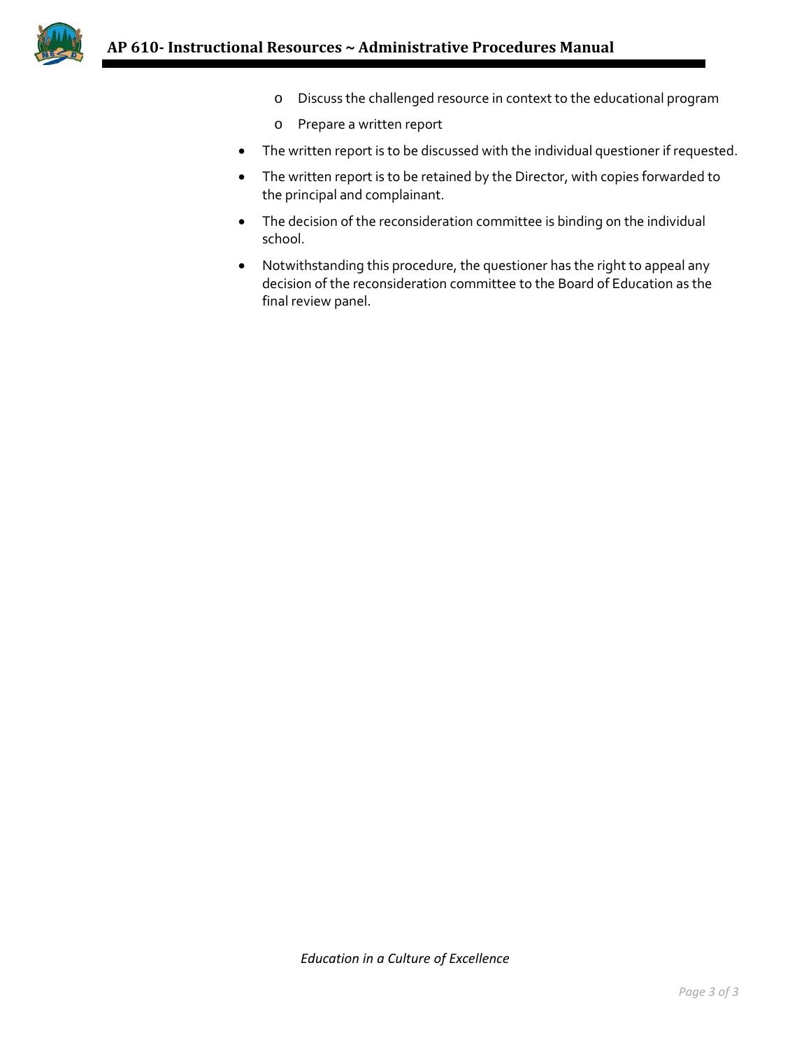- Discuss the challenged resource in context to the educational program
    - Prepare a written report
- The written report is to be discussed with the individual questioner if requested.
- The written report is to be retained by the Director, with copies forwarded to the principal and complainant.
- The decision of the reconsideration committee is binding on the individual school.
- Notwithstanding this procedure, the questioner has the right to appeal any decision of the reconsideration committee to the Board of Education as the final review panel.

*Education in a Culture of Excellence*